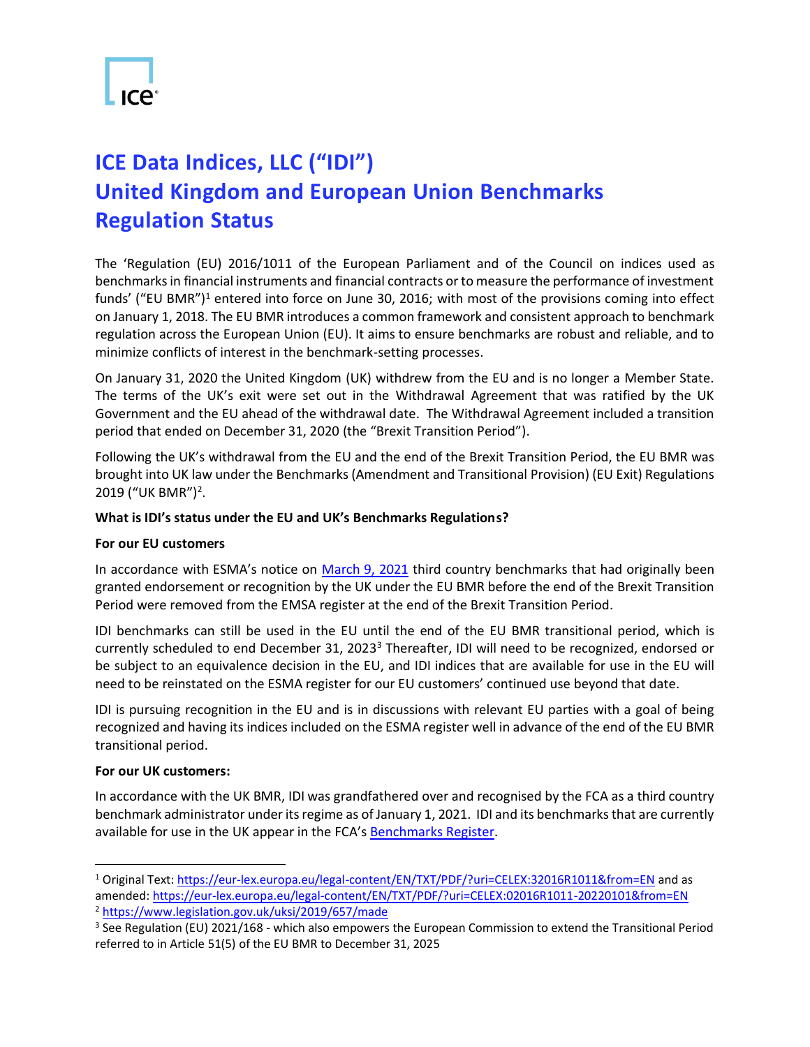# ICE Data Indices, LLC ("IDI")
# United Kingdom and European Union Benchmarks Regulation Status

The 'Regulation (EU) 2016/1011 of the European Parliament and of the Council on indices used as benchmarks in financial instruments and financial contracts or to measure the performance of investment funds' ("EU BMR")[1] entered into force on June 30, 2016; with most of the provisions coming into effect on January 1, 2018. The EU BMR introduces a common framework and consistent approach to benchmark regulation across the European Union (EU). It aims to ensure benchmarks are robust and reliable, and to minimize conflicts of interest in the benchmark-setting processes.

On January 31, 2020 the United Kingdom (UK) withdrew from the EU and is no longer a Member State. The terms of the UK's exit were set out in the Withdrawal Agreement that was ratified by the UK Government and the EU ahead of the withdrawal date. The Withdrawal Agreement included a transition period that ended on December 31, 2020 (the "Brexit Transition Period").

Following the UK's withdrawal from the EU and the end of the Brexit Transition Period, the EU BMR was brought into UK law under the Benchmarks (Amendment and Transitional Provision) (EU Exit) Regulations 2019 ("UK BMR")[2].

**What is IDI's status under the EU and UK's Benchmarks Regulations?**

**For our EU customers**

In accordance with ESMA's notice on [March 9, 2021] third country benchmarks that had originally been granted endorsement or recognition by the UK under the EU BMR before the end of the Brexit Transition Period were removed from the EMSA register at the end of the Brexit Transition Period.

IDI benchmarks can still be used in the EU until the end of the EU BMR transitional period, which is currently scheduled to end December 31, 2023[3] Thereafter, IDI will need to be recognized, endorsed or be subject to an equivalence decision in the EU, and IDI indices that are available for use in the EU will need to be reinstated on the ESMA register for our EU customers' continued use beyond that date.

IDI is pursuing recognition in the EU and is in discussions with relevant EU parties with a goal of being recognized and having its indices included on the ESMA register well in advance of the end of the EU BMR transitional period.

**For our UK customers:**

In accordance with the UK BMR, IDI was grandfathered over and recognised by the FCA as a third country benchmark administrator under its regime as of January 1, 2021. IDI and its benchmarks that are currently available for use in the UK appear in the FCA's [Benchmarks Register].

---

[1] Original Text: https://eur-lex.europa.eu/legal-content/EN/TXT/PDF/?uri=CELEX:32016R1011&from=EN and as amended: https://eur-lex.europa.eu/legal-content/EN/TXT/PDF/?uri=CELEX:02016R1011-20220101&from=EN

[2] https://www.legislation.gov.uk/uksi/2019/657/made

[3] See Regulation (EU) 2021/168 - which also empowers the European Commission to extend the Transitional Period referred to in Article 51(5) of the EU BMR to December 31, 2025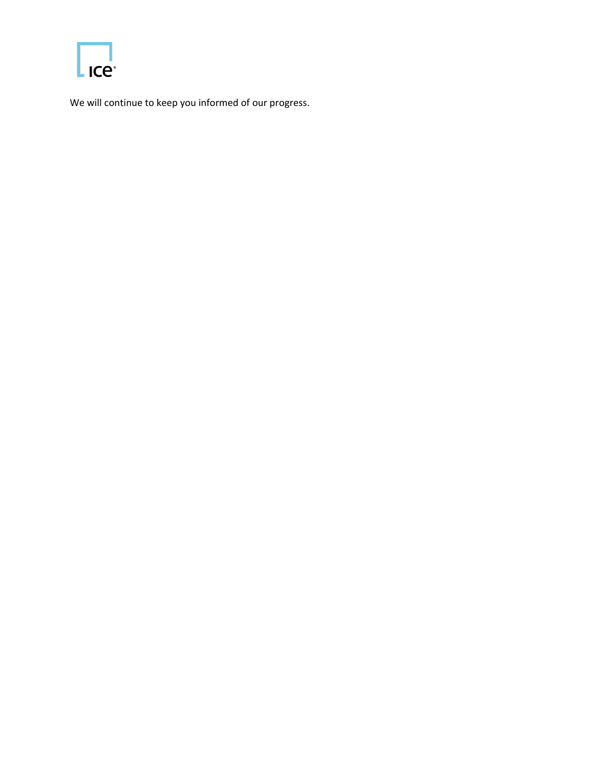We will continue to keep you informed of our progress.